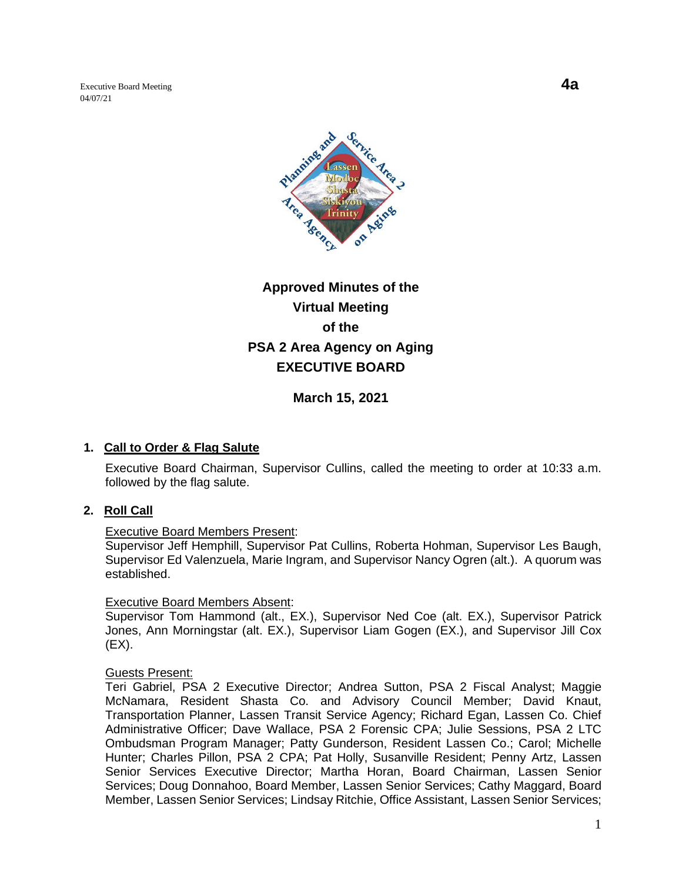Executive Board Meeting
04/07/21

**4a**

# Approved Minutes of the Virtual Meeting of the PSA 2 Area Agency on Aging EXECUTIVE BOARD

**March 15, 2021**

## 1. Call to Order & Flag Salute

Executive Board Chairman, Supervisor Cullins, called the meeting to order at 10:33 a.m. followed by the flag salute.

## 2. Roll Call

Executive Board Members Present:
Supervisor Jeff Hemphill, Supervisor Pat Cullins, Roberta Hohman, Supervisor Les Baugh, Supervisor Ed Valenzuela, Marie Ingram, and Supervisor Nancy Ogren (alt.). A quorum was established.

Executive Board Members Absent:
Supervisor Tom Hammond (alt., EX.), Supervisor Ned Coe (alt. EX.), Supervisor Patrick Jones, Ann Morningstar (alt. EX.), Supervisor Liam Gogen (EX.), and Supervisor Jill Cox (EX).

Guests Present:
Teri Gabriel, PSA 2 Executive Director; Andrea Sutton, PSA 2 Fiscal Analyst; Maggie McNamara, Resident Shasta Co. and Advisory Council Member; David Knaut, Transportation Planner, Lassen Transit Service Agency; Richard Egan, Lassen Co. Chief Administrative Officer; Dave Wallace, PSA 2 Forensic CPA; Julie Sessions, PSA 2 LTC Ombudsman Program Manager; Patty Gunderson, Resident Lassen Co.; Carol; Michelle Hunter; Charles Pillon, PSA 2 CPA; Pat Holly, Susanville Resident; Penny Artz, Lassen Senior Services Executive Director; Martha Horan, Board Chairman, Lassen Senior Services; Doug Donnahoo, Board Member, Lassen Senior Services; Cathy Maggard, Board Member, Lassen Senior Services; Lindsay Ritchie, Office Assistant, Lassen Senior Services;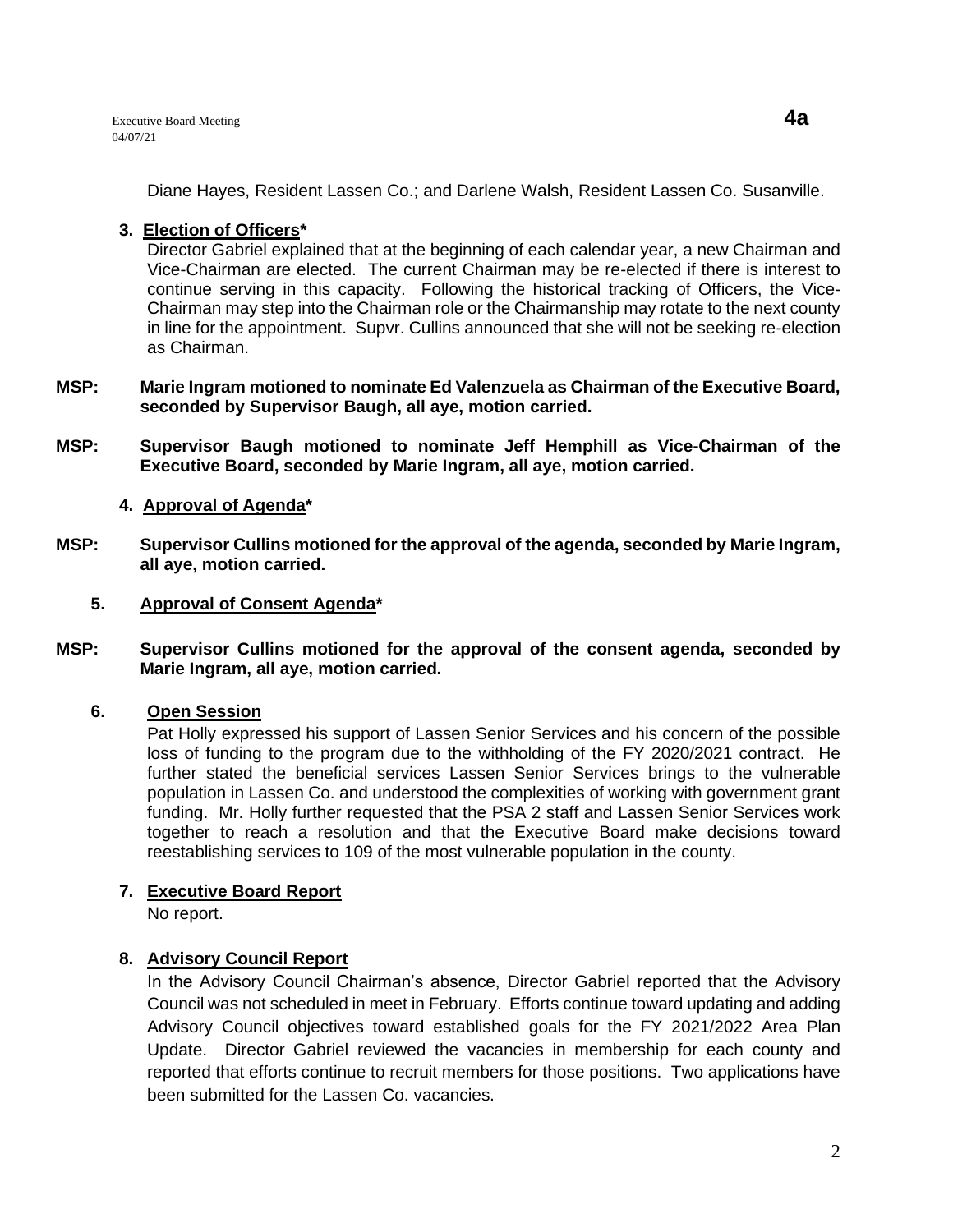Diane Hayes, Resident Lassen Co.; and Darlene Walsh, Resident Lassen Co. Susanville.

**3. Election of Officers***

Director Gabriel explained that at the beginning of each calendar year, a new Chairman and Vice-Chairman are elected. The current Chairman may be re-elected if there is interest to continue serving in this capacity. Following the historical tracking of Officers, the Vice-Chairman may step into the Chairman role or the Chairmanship may rotate to the next county in line for the appointment. Supvr. Cullins announced that she will not be seeking re-election as Chairman.

**MSP: Marie Ingram motioned to nominate Ed Valenzuela as Chairman of the Executive Board, seconded by Supervisor Baugh, all aye, motion carried.**

**MSP: Supervisor Baugh motioned to nominate Jeff Hemphill as Vice-Chairman of the Executive Board, seconded by Marie Ingram, all aye, motion carried.**

**4. Approval of Agenda***

**MSP: Supervisor Cullins motioned for the approval of the agenda, seconded by Marie Ingram, all aye, motion carried.**

**5. Approval of Consent Agenda***

**MSP: Supervisor Cullins motioned for the approval of the consent agenda, seconded by Marie Ingram, all aye, motion carried.**

**6. Open Session**

Pat Holly expressed his support of Lassen Senior Services and his concern of the possible loss of funding to the program due to the withholding of the FY 2020/2021 contract. He further stated the beneficial services Lassen Senior Services brings to the vulnerable population in Lassen Co. and understood the complexities of working with government grant funding. Mr. Holly further requested that the PSA 2 staff and Lassen Senior Services work together to reach a resolution and that the Executive Board make decisions toward reestablishing services to 109 of the most vulnerable population in the county.

**7. Executive Board Report**

No report.

**8. Advisory Council Report**

In the Advisory Council Chairman's absence, Director Gabriel reported that the Advisory Council was not scheduled in meet in February. Efforts continue toward updating and adding Advisory Council objectives toward established goals for the FY 2021/2022 Area Plan Update. Director Gabriel reviewed the vacancies in membership for each county and reported that efforts continue to recruit members for those positions. Two applications have been submitted for the Lassen Co. vacancies.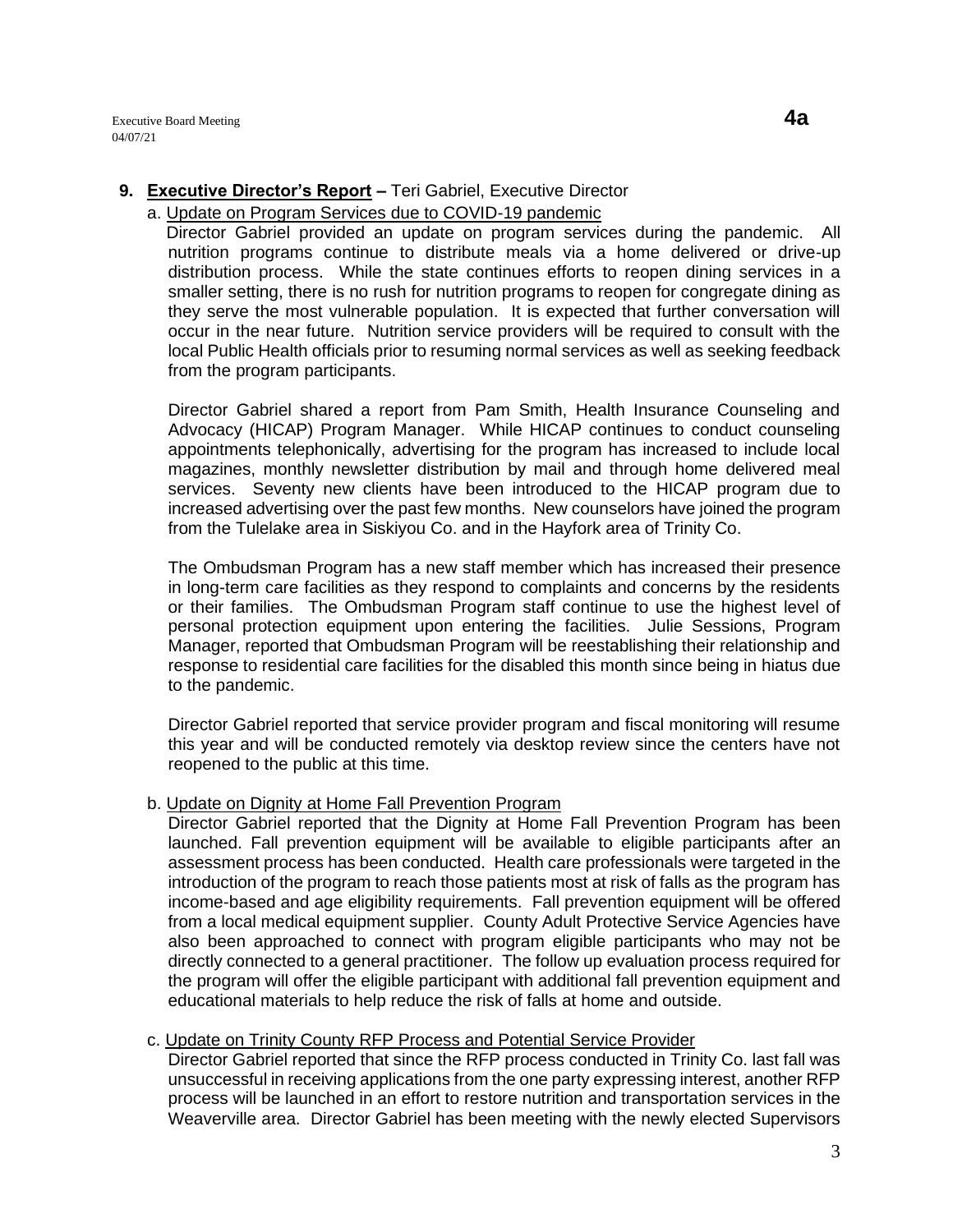**9. Executive Director's Report –** Teri Gabriel, Executive Director

a. Update on Program Services due to COVID-19 pandemic

Director Gabriel provided an update on program services during the pandemic. All nutrition programs continue to distribute meals via a home delivered or drive-up distribution process. While the state continues efforts to reopen dining services in a smaller setting, there is no rush for nutrition programs to reopen for congregate dining as they serve the most vulnerable population. It is expected that further conversation will occur in the near future. Nutrition service providers will be required to consult with the local Public Health officials prior to resuming normal services as well as seeking feedback from the program participants.

Director Gabriel shared a report from Pam Smith, Health Insurance Counseling and Advocacy (HICAP) Program Manager. While HICAP continues to conduct counseling appointments telephonically, advertising for the program has increased to include local magazines, monthly newsletter distribution by mail and through home delivered meal services. Seventy new clients have been introduced to the HICAP program due to increased advertising over the past few months. New counselors have joined the program from the Tulelake area in Siskiyou Co. and in the Hayfork area of Trinity Co.

The Ombudsman Program has a new staff member which has increased their presence in long-term care facilities as they respond to complaints and concerns by the residents or their families. The Ombudsman Program staff continue to use the highest level of personal protection equipment upon entering the facilities. Julie Sessions, Program Manager, reported that Ombudsman Program will be reestablishing their relationship and response to residential care facilities for the disabled this month since being in hiatus due to the pandemic.

Director Gabriel reported that service provider program and fiscal monitoring will resume this year and will be conducted remotely via desktop review since the centers have not reopened to the public at this time.

b. Update on Dignity at Home Fall Prevention Program

Director Gabriel reported that the Dignity at Home Fall Prevention Program has been launched. Fall prevention equipment will be available to eligible participants after an assessment process has been conducted. Health care professionals were targeted in the introduction of the program to reach those patients most at risk of falls as the program has income-based and age eligibility requirements. Fall prevention equipment will be offered from a local medical equipment supplier. County Adult Protective Service Agencies have also been approached to connect with program eligible participants who may not be directly connected to a general practitioner. The follow up evaluation process required for the program will offer the eligible participant with additional fall prevention equipment and educational materials to help reduce the risk of falls at home and outside.

c. Update on Trinity County RFP Process and Potential Service Provider

Director Gabriel reported that since the RFP process conducted in Trinity Co. last fall was unsuccessful in receiving applications from the one party expressing interest, another RFP process will be launched in an effort to restore nutrition and transportation services in the Weaverville area. Director Gabriel has been meeting with the newly elected Supervisors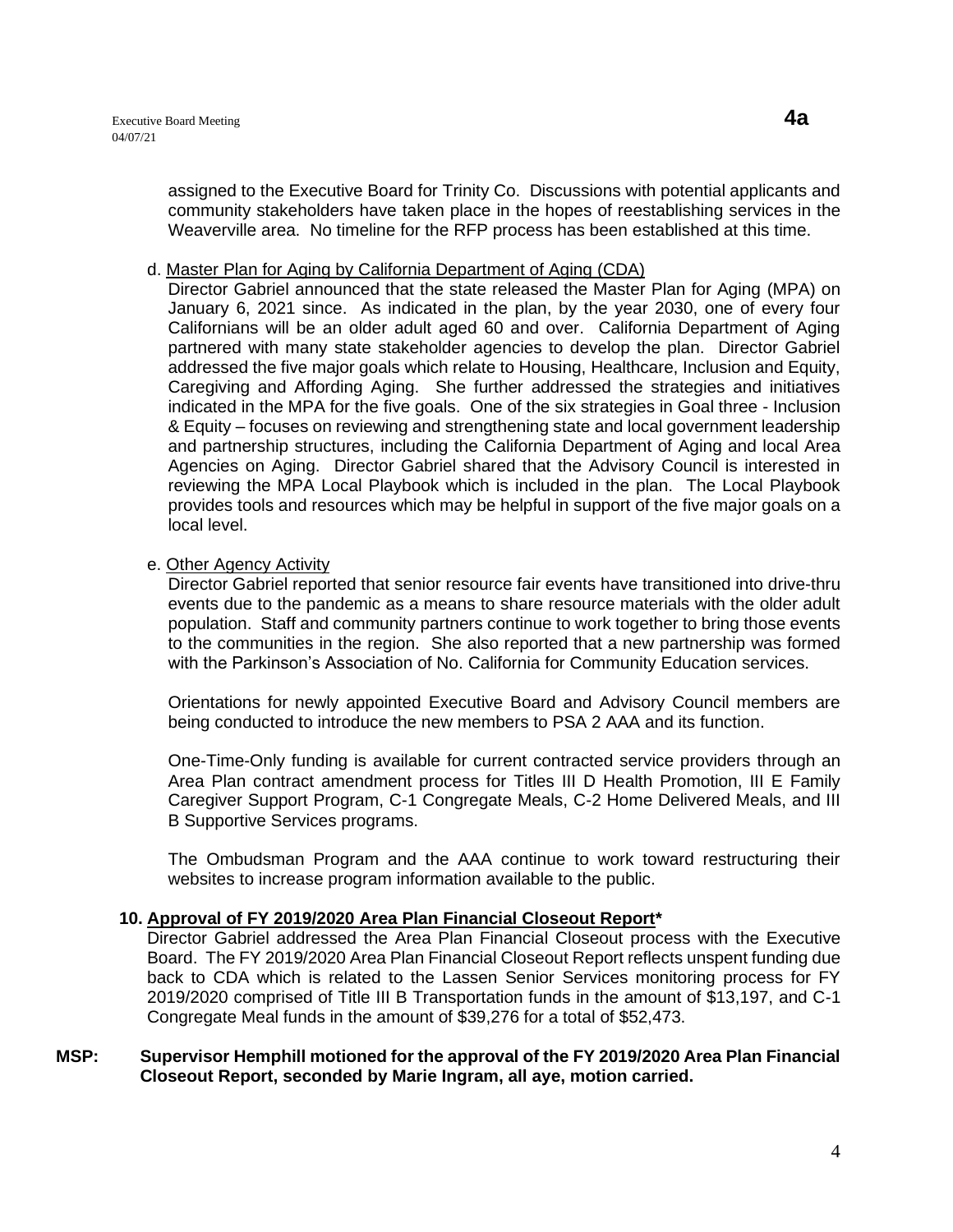assigned to the Executive Board for Trinity Co. Discussions with potential applicants and community stakeholders have taken place in the hopes of reestablishing services in the Weaverville area. No timeline for the RFP process has been established at this time.

d. Master Plan for Aging by California Department of Aging (CDA)

Director Gabriel announced that the state released the Master Plan for Aging (MPA) on January 6, 2021 since. As indicated in the plan, by the year 2030, one of every four Californians will be an older adult aged 60 and over. California Department of Aging partnered with many state stakeholder agencies to develop the plan. Director Gabriel addressed the five major goals which relate to Housing, Healthcare, Inclusion and Equity, Caregiving and Affording Aging. She further addressed the strategies and initiatives indicated in the MPA for the five goals. One of the six strategies in Goal three - Inclusion & Equity – focuses on reviewing and strengthening state and local government leadership and partnership structures, including the California Department of Aging and local Area Agencies on Aging. Director Gabriel shared that the Advisory Council is interested in reviewing the MPA Local Playbook which is included in the plan. The Local Playbook provides tools and resources which may be helpful in support of the five major goals on a local level.

e. Other Agency Activity

Director Gabriel reported that senior resource fair events have transitioned into drive-thru events due to the pandemic as a means to share resource materials with the older adult population. Staff and community partners continue to work together to bring those events to the communities in the region. She also reported that a new partnership was formed with the Parkinson's Association of No. California for Community Education services.

Orientations for newly appointed Executive Board and Advisory Council members are being conducted to introduce the new members to PSA 2 AAA and its function.

One-Time-Only funding is available for current contracted service providers through an Area Plan contract amendment process for Titles III D Health Promotion, III E Family Caregiver Support Program, C-1 Congregate Meals, C-2 Home Delivered Meals, and III B Supportive Services programs.

The Ombudsman Program and the AAA continue to work toward restructuring their websites to increase program information available to the public.

**10. Approval of FY 2019/2020 Area Plan Financial Closeout Report***

Director Gabriel addressed the Area Plan Financial Closeout process with the Executive Board. The FY 2019/2020 Area Plan Financial Closeout Report reflects unspent funding due back to CDA which is related to the Lassen Senior Services monitoring process for FY 2019/2020 comprised of Title III B Transportation funds in the amount of $13,197, and C-1 Congregate Meal funds in the amount of $39,276 for a total of $52,473.

**MSP: Supervisor Hemphill motioned for the approval of the FY 2019/2020 Area Plan Financial Closeout Report, seconded by Marie Ingram, all aye, motion carried.**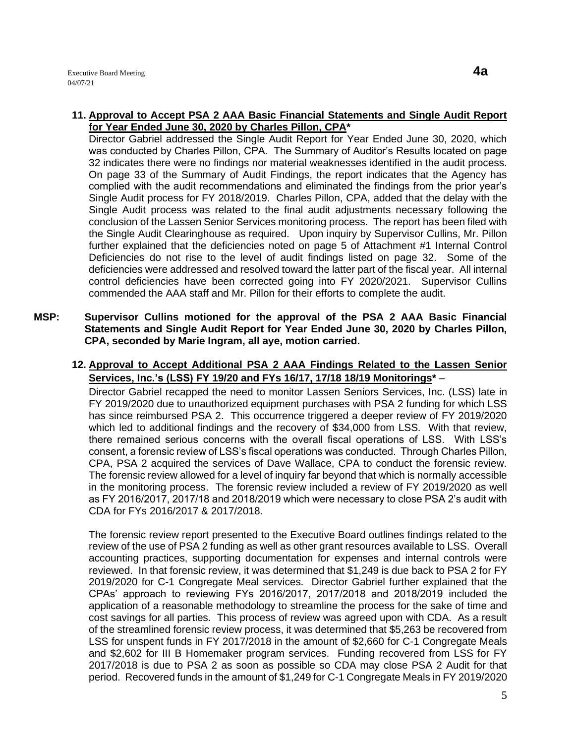**11. Approval to Accept PSA 2 AAA Basic Financial Statements and Single Audit Report for Year Ended June 30, 2020 by Charles Pillon, CPA***

Director Gabriel addressed the Single Audit Report for Year Ended June 30, 2020, which was conducted by Charles Pillon, CPA. The Summary of Auditor's Results located on page 32 indicates there were no findings nor material weaknesses identified in the audit process. On page 33 of the Summary of Audit Findings, the report indicates that the Agency has complied with the audit recommendations and eliminated the findings from the prior year's Single Audit process for FY 2018/2019. Charles Pillon, CPA, added that the delay with the Single Audit process was related to the final audit adjustments necessary following the conclusion of the Lassen Senior Services monitoring process. The report has been filed with the Single Audit Clearinghouse as required. Upon inquiry by Supervisor Cullins, Mr. Pillon further explained that the deficiencies noted on page 5 of Attachment #1 Internal Control Deficiencies do not rise to the level of audit findings listed on page 32. Some of the deficiencies were addressed and resolved toward the latter part of the fiscal year. All internal control deficiencies have been corrected going into FY 2020/2021. Supervisor Cullins commended the AAA staff and Mr. Pillon for their efforts to complete the audit.

**MSP: Supervisor Cullins motioned for the approval of the PSA 2 AAA Basic Financial Statements and Single Audit Report for Year Ended June 30, 2020 by Charles Pillon, CPA, seconded by Marie Ingram, all aye, motion carried.**

**12. Approval to Accept Additional PSA 2 AAA Findings Related to the Lassen Senior Services, Inc.'s (LSS) FY 19/20 and FYs 16/17, 17/18 18/19 Monitorings*** –

Director Gabriel recapped the need to monitor Lassen Seniors Services, Inc. (LSS) late in FY 2019/2020 due to unauthorized equipment purchases with PSA 2 funding for which LSS has since reimbursed PSA 2. This occurrence triggered a deeper review of FY 2019/2020 which led to additional findings and the recovery of $34,000 from LSS. With that review, there remained serious concerns with the overall fiscal operations of LSS. With LSS's consent, a forensic review of LSS's fiscal operations was conducted. Through Charles Pillon, CPA, PSA 2 acquired the services of Dave Wallace, CPA to conduct the forensic review. The forensic review allowed for a level of inquiry far beyond that which is normally accessible in the monitoring process. The forensic review included a review of FY 2019/2020 as well as FY 2016/2017, 2017/18 and 2018/2019 which were necessary to close PSA 2's audit with CDA for FYs 2016/2017 & 2017/2018.

The forensic review report presented to the Executive Board outlines findings related to the review of the use of PSA 2 funding as well as other grant resources available to LSS. Overall accounting practices, supporting documentation for expenses and internal controls were reviewed. In that forensic review, it was determined that $1,249 is due back to PSA 2 for FY 2019/2020 for C-1 Congregate Meal services. Director Gabriel further explained that the CPAs' approach to reviewing FYs 2016/2017, 2017/2018 and 2018/2019 included the application of a reasonable methodology to streamline the process for the sake of time and cost savings for all parties. This process of review was agreed upon with CDA. As a result of the streamlined forensic review process, it was determined that $5,263 be recovered from LSS for unspent funds in FY 2017/2018 in the amount of $2,660 for C-1 Congregate Meals and $2,602 for III B Homemaker program services. Funding recovered from LSS for FY 2017/2018 is due to PSA 2 as soon as possible so CDA may close PSA 2 Audit for that period. Recovered funds in the amount of $1,249 for C-1 Congregate Meals in FY 2019/2020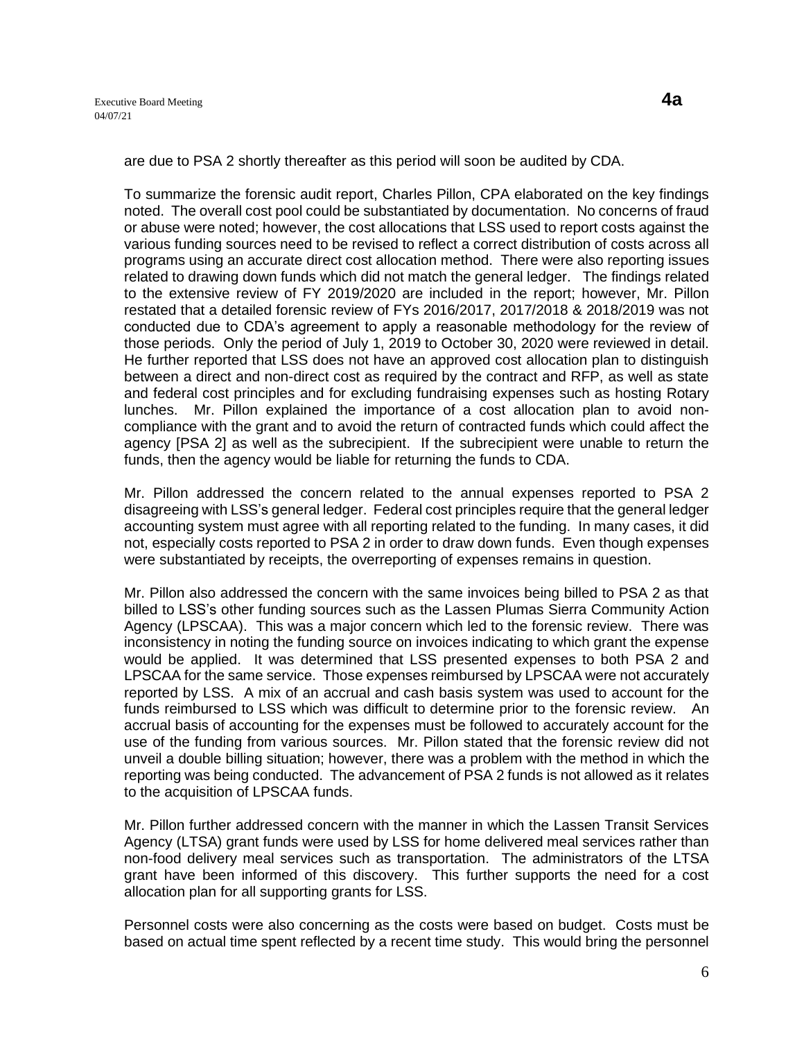are due to PSA 2 shortly thereafter as this period will soon be audited by CDA.

To summarize the forensic audit report, Charles Pillon, CPA elaborated on the key findings noted. The overall cost pool could be substantiated by documentation. No concerns of fraud or abuse were noted; however, the cost allocations that LSS used to report costs against the various funding sources need to be revised to reflect a correct distribution of costs across all programs using an accurate direct cost allocation method. There were also reporting issues related to drawing down funds which did not match the general ledger. The findings related to the extensive review of FY 2019/2020 are included in the report; however, Mr. Pillon restated that a detailed forensic review of FYs 2016/2017, 2017/2018 & 2018/2019 was not conducted due to CDA's agreement to apply a reasonable methodology for the review of those periods. Only the period of July 1, 2019 to October 30, 2020 were reviewed in detail. He further reported that LSS does not have an approved cost allocation plan to distinguish between a direct and non-direct cost as required by the contract and RFP, as well as state and federal cost principles and for excluding fundraising expenses such as hosting Rotary lunches. Mr. Pillon explained the importance of a cost allocation plan to avoid non-compliance with the grant and to avoid the return of contracted funds which could affect the agency [PSA 2] as well as the subrecipient. If the subrecipient were unable to return the funds, then the agency would be liable for returning the funds to CDA.

Mr. Pillon addressed the concern related to the annual expenses reported to PSA 2 disagreeing with LSS's general ledger. Federal cost principles require that the general ledger accounting system must agree with all reporting related to the funding. In many cases, it did not, especially costs reported to PSA 2 in order to draw down funds. Even though expenses were substantiated by receipts, the overreporting of expenses remains in question.

Mr. Pillon also addressed the concern with the same invoices being billed to PSA 2 as that billed to LSS's other funding sources such as the Lassen Plumas Sierra Community Action Agency (LPSCAA). This was a major concern which led to the forensic review. There was inconsistency in noting the funding source on invoices indicating to which grant the expense would be applied. It was determined that LSS presented expenses to both PSA 2 and LPSCAA for the same service. Those expenses reimbursed by LPSCAA were not accurately reported by LSS. A mix of an accrual and cash basis system was used to account for the funds reimbursed to LSS which was difficult to determine prior to the forensic review. An accrual basis of accounting for the expenses must be followed to accurately account for the use of the funding from various sources. Mr. Pillon stated that the forensic review did not unveil a double billing situation; however, there was a problem with the method in which the reporting was being conducted. The advancement of PSA 2 funds is not allowed as it relates to the acquisition of LPSCAA funds.

Mr. Pillon further addressed concern with the manner in which the Lassen Transit Services Agency (LTSA) grant funds were used by LSS for home delivered meal services rather than non-food delivery meal services such as transportation. The administrators of the LTSA grant have been informed of this discovery. This further supports the need for a cost allocation plan for all supporting grants for LSS.

Personnel costs were also concerning as the costs were based on budget. Costs must be based on actual time spent reflected by a recent time study. This would bring the personnel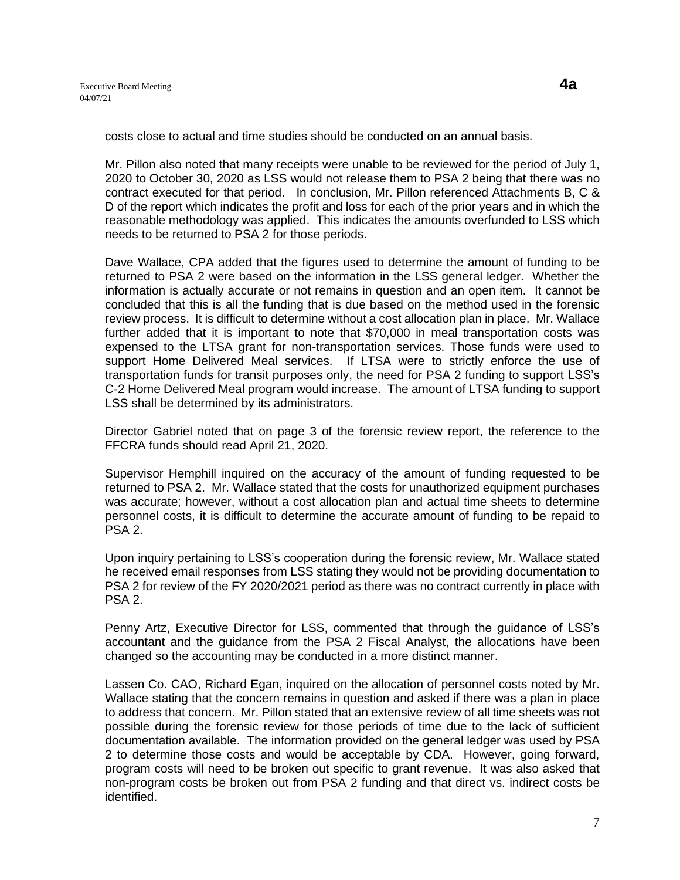costs close to actual and time studies should be conducted on an annual basis.

Mr. Pillon also noted that many receipts were unable to be reviewed for the period of July 1, 2020 to October 30, 2020 as LSS would not release them to PSA 2 being that there was no contract executed for that period. In conclusion, Mr. Pillon referenced Attachments B, C & D of the report which indicates the profit and loss for each of the prior years and in which the reasonable methodology was applied. This indicates the amounts overfunded to LSS which needs to be returned to PSA 2 for those periods.

Dave Wallace, CPA added that the figures used to determine the amount of funding to be returned to PSA 2 were based on the information in the LSS general ledger. Whether the information is actually accurate or not remains in question and an open item. It cannot be concluded that this is all the funding that is due based on the method used in the forensic review process. It is difficult to determine without a cost allocation plan in place. Mr. Wallace further added that it is important to note that $70,000 in meal transportation costs was expensed to the LTSA grant for non-transportation services. Those funds were used to support Home Delivered Meal services. If LTSA were to strictly enforce the use of transportation funds for transit purposes only, the need for PSA 2 funding to support LSS's C-2 Home Delivered Meal program would increase. The amount of LTSA funding to support LSS shall be determined by its administrators.

Director Gabriel noted that on page 3 of the forensic review report, the reference to the FFCRA funds should read April 21, 2020.

Supervisor Hemphill inquired on the accuracy of the amount of funding requested to be returned to PSA 2. Mr. Wallace stated that the costs for unauthorized equipment purchases was accurate; however, without a cost allocation plan and actual time sheets to determine personnel costs, it is difficult to determine the accurate amount of funding to be repaid to PSA 2.

Upon inquiry pertaining to LSS's cooperation during the forensic review, Mr. Wallace stated he received email responses from LSS stating they would not be providing documentation to PSA 2 for review of the FY 2020/2021 period as there was no contract currently in place with PSA 2.

Penny Artz, Executive Director for LSS, commented that through the guidance of LSS's accountant and the guidance from the PSA 2 Fiscal Analyst, the allocations have been changed so the accounting may be conducted in a more distinct manner.

Lassen Co. CAO, Richard Egan, inquired on the allocation of personnel costs noted by Mr. Wallace stating that the concern remains in question and asked if there was a plan in place to address that concern. Mr. Pillon stated that an extensive review of all time sheets was not possible during the forensic review for those periods of time due to the lack of sufficient documentation available. The information provided on the general ledger was used by PSA 2 to determine those costs and would be acceptable by CDA. However, going forward, program costs will need to be broken out specific to grant revenue. It was also asked that non-program costs be broken out from PSA 2 funding and that direct vs. indirect costs be identified.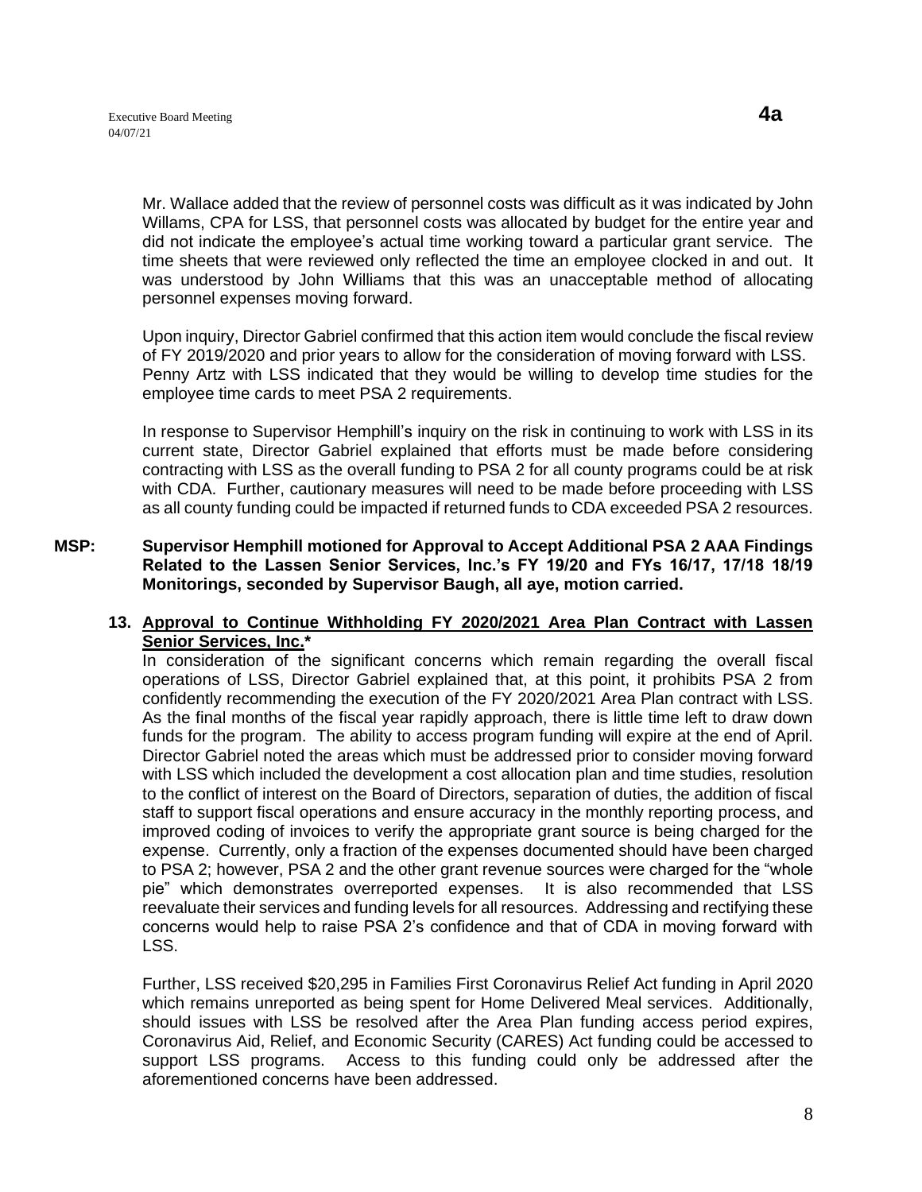Mr. Wallace added that the review of personnel costs was difficult as it was indicated by John Willams, CPA for LSS, that personnel costs was allocated by budget for the entire year and did not indicate the employee's actual time working toward a particular grant service. The time sheets that were reviewed only reflected the time an employee clocked in and out. It was understood by John Williams that this was an unacceptable method of allocating personnel expenses moving forward.

Upon inquiry, Director Gabriel confirmed that this action item would conclude the fiscal review of FY 2019/2020 and prior years to allow for the consideration of moving forward with LSS. Penny Artz with LSS indicated that they would be willing to develop time studies for the employee time cards to meet PSA 2 requirements.

In response to Supervisor Hemphill's inquiry on the risk in continuing to work with LSS in its current state, Director Gabriel explained that efforts must be made before considering contracting with LSS as the overall funding to PSA 2 for all county programs could be at risk with CDA. Further, cautionary measures will need to be made before proceeding with LSS as all county funding could be impacted if returned funds to CDA exceeded PSA 2 resources.

**MSP: Supervisor Hemphill motioned for Approval to Accept Additional PSA 2 AAA Findings Related to the Lassen Senior Services, Inc.'s FY 19/20 and FYs 16/17, 17/18 18/19 Monitorings, seconded by Supervisor Baugh, all aye, motion carried.**

**13. <u>Approval to Continue Withholding FY 2020/2021 Area Plan Contract with Lassen Senior Services, Inc.*</u>**

In consideration of the significant concerns which remain regarding the overall fiscal operations of LSS, Director Gabriel explained that, at this point, it prohibits PSA 2 from confidently recommending the execution of the FY 2020/2021 Area Plan contract with LSS. As the final months of the fiscal year rapidly approach, there is little time left to draw down funds for the program. The ability to access program funding will expire at the end of April. Director Gabriel noted the areas which must be addressed prior to consider moving forward with LSS which included the development a cost allocation plan and time studies, resolution to the conflict of interest on the Board of Directors, separation of duties, the addition of fiscal staff to support fiscal operations and ensure accuracy in the monthly reporting process, and improved coding of invoices to verify the appropriate grant source is being charged for the expense. Currently, only a fraction of the expenses documented should have been charged to PSA 2; however, PSA 2 and the other grant revenue sources were charged for the "whole pie" which demonstrates overreported expenses. It is also recommended that LSS reevaluate their services and funding levels for all resources. Addressing and rectifying these concerns would help to raise PSA 2's confidence and that of CDA in moving forward with LSS.

Further, LSS received $20,295 in Families First Coronavirus Relief Act funding in April 2020 which remains unreported as being spent for Home Delivered Meal services. Additionally, should issues with LSS be resolved after the Area Plan funding access period expires, Coronavirus Aid, Relief, and Economic Security (CARES) Act funding could be accessed to support LSS programs. Access to this funding could only be addressed after the aforementioned concerns have been addressed.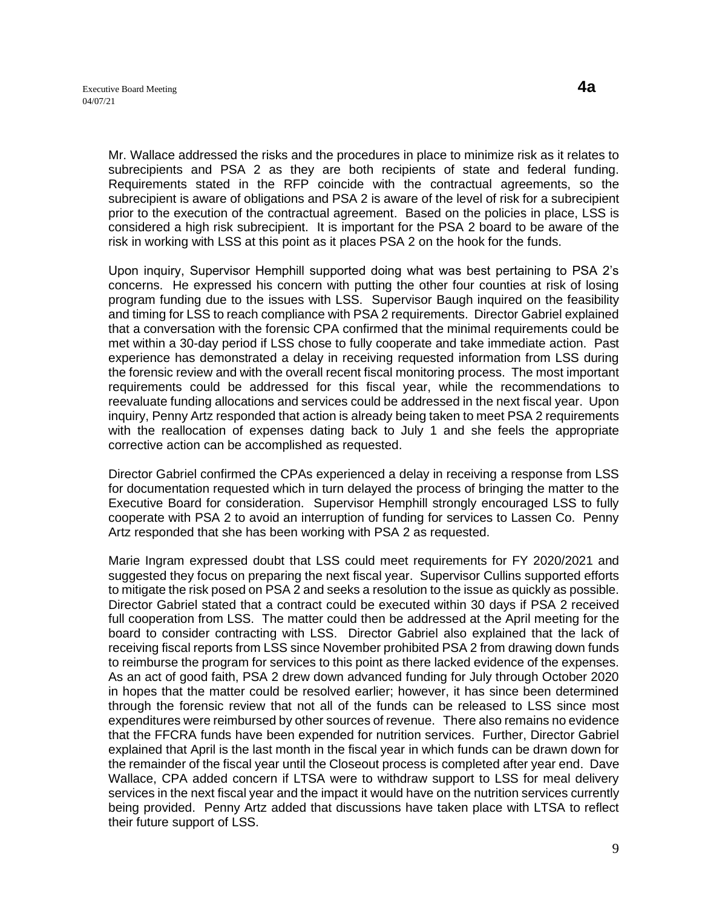Mr. Wallace addressed the risks and the procedures in place to minimize risk as it relates to subrecipients and PSA 2 as they are both recipients of state and federal funding. Requirements stated in the RFP coincide with the contractual agreements, so the subrecipient is aware of obligations and PSA 2 is aware of the level of risk for a subrecipient prior to the execution of the contractual agreement. Based on the policies in place, LSS is considered a high risk subrecipient. It is important for the PSA 2 board to be aware of the risk in working with LSS at this point as it places PSA 2 on the hook for the funds.

Upon inquiry, Supervisor Hemphill supported doing what was best pertaining to PSA 2's concerns. He expressed his concern with putting the other four counties at risk of losing program funding due to the issues with LSS. Supervisor Baugh inquired on the feasibility and timing for LSS to reach compliance with PSA 2 requirements. Director Gabriel explained that a conversation with the forensic CPA confirmed that the minimal requirements could be met within a 30-day period if LSS chose to fully cooperate and take immediate action. Past experience has demonstrated a delay in receiving requested information from LSS during the forensic review and with the overall recent fiscal monitoring process. The most important requirements could be addressed for this fiscal year, while the recommendations to reevaluate funding allocations and services could be addressed in the next fiscal year. Upon inquiry, Penny Artz responded that action is already being taken to meet PSA 2 requirements with the reallocation of expenses dating back to July 1 and she feels the appropriate corrective action can be accomplished as requested.

Director Gabriel confirmed the CPAs experienced a delay in receiving a response from LSS for documentation requested which in turn delayed the process of bringing the matter to the Executive Board for consideration. Supervisor Hemphill strongly encouraged LSS to fully cooperate with PSA 2 to avoid an interruption of funding for services to Lassen Co. Penny Artz responded that she has been working with PSA 2 as requested.

Marie Ingram expressed doubt that LSS could meet requirements for FY 2020/2021 and suggested they focus on preparing the next fiscal year. Supervisor Cullins supported efforts to mitigate the risk posed on PSA 2 and seeks a resolution to the issue as quickly as possible. Director Gabriel stated that a contract could be executed within 30 days if PSA 2 received full cooperation from LSS. The matter could then be addressed at the April meeting for the board to consider contracting with LSS. Director Gabriel also explained that the lack of receiving fiscal reports from LSS since November prohibited PSA 2 from drawing down funds to reimburse the program for services to this point as there lacked evidence of the expenses. As an act of good faith, PSA 2 drew down advanced funding for July through October 2020 in hopes that the matter could be resolved earlier; however, it has since been determined through the forensic review that not all of the funds can be released to LSS since most expenditures were reimbursed by other sources of revenue. There also remains no evidence that the FFCRA funds have been expended for nutrition services. Further, Director Gabriel explained that April is the last month in the fiscal year in which funds can be drawn down for the remainder of the fiscal year until the Closeout process is completed after year end. Dave Wallace, CPA added concern if LTSA were to withdraw support to LSS for meal delivery services in the next fiscal year and the impact it would have on the nutrition services currently being provided. Penny Artz added that discussions have taken place with LTSA to reflect their future support of LSS.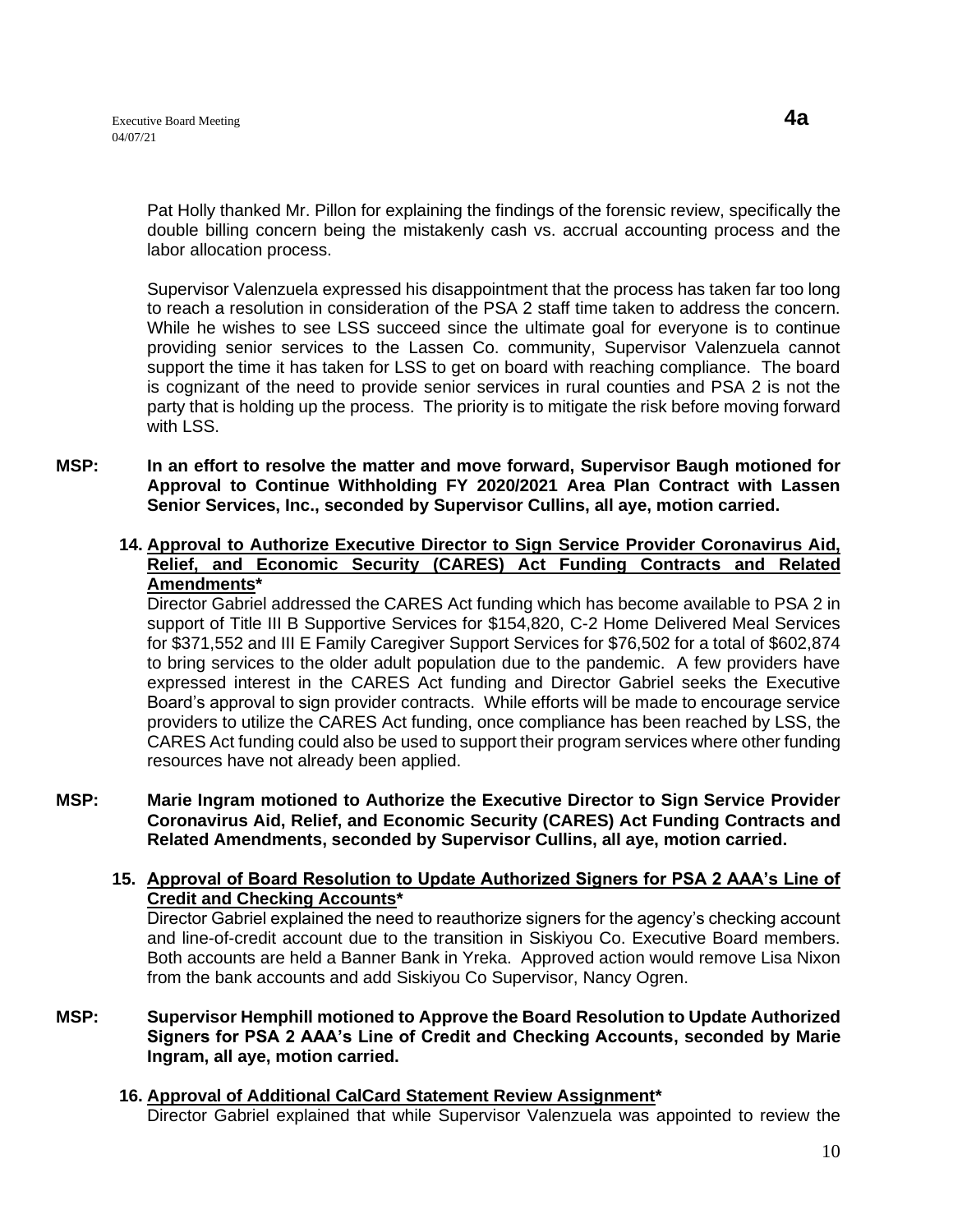Pat Holly thanked Mr. Pillon for explaining the findings of the forensic review, specifically the double billing concern being the mistakenly cash vs. accrual accounting process and the labor allocation process.

Supervisor Valenzuela expressed his disappointment that the process has taken far too long to reach a resolution in consideration of the PSA 2 staff time taken to address the concern. While he wishes to see LSS succeed since the ultimate goal for everyone is to continue providing senior services to the Lassen Co. community, Supervisor Valenzuela cannot support the time it has taken for LSS to get on board with reaching compliance. The board is cognizant of the need to provide senior services in rural counties and PSA 2 is not the party that is holding up the process. The priority is to mitigate the risk before moving forward with LSS.

**MSP: In an effort to resolve the matter and move forward, Supervisor Baugh motioned for Approval to Continue Withholding FY 2020/2021 Area Plan Contract with Lassen Senior Services, Inc., seconded by Supervisor Cullins, all aye, motion carried.**

**14. Approval to Authorize Executive Director to Sign Service Provider Coronavirus Aid, Relief, and Economic Security (CARES) Act Funding Contracts and Related Amendments***

Director Gabriel addressed the CARES Act funding which has become available to PSA 2 in support of Title III B Supportive Services for $154,820, C-2 Home Delivered Meal Services for $371,552 and III E Family Caregiver Support Services for $76,502 for a total of $602,874 to bring services to the older adult population due to the pandemic. A few providers have expressed interest in the CARES Act funding and Director Gabriel seeks the Executive Board's approval to sign provider contracts. While efforts will be made to encourage service providers to utilize the CARES Act funding, once compliance has been reached by LSS, the CARES Act funding could also be used to support their program services where other funding resources have not already been applied.

**MSP: Marie Ingram motioned to Authorize the Executive Director to Sign Service Provider Coronavirus Aid, Relief, and Economic Security (CARES) Act Funding Contracts and Related Amendments, seconded by Supervisor Cullins, all aye, motion carried.**

**15. Approval of Board Resolution to Update Authorized Signers for PSA 2 AAA's Line of Credit and Checking Accounts***

Director Gabriel explained the need to reauthorize signers for the agency's checking account and line-of-credit account due to the transition in Siskiyou Co. Executive Board members. Both accounts are held a Banner Bank in Yreka. Approved action would remove Lisa Nixon from the bank accounts and add Siskiyou Co Supervisor, Nancy Ogren.

**MSP: Supervisor Hemphill motioned to Approve the Board Resolution to Update Authorized Signers for PSA 2 AAA's Line of Credit and Checking Accounts, seconded by Marie Ingram, all aye, motion carried.**

**16. Approval of Additional CalCard Statement Review Assignment***

Director Gabriel explained that while Supervisor Valenzuela was appointed to review the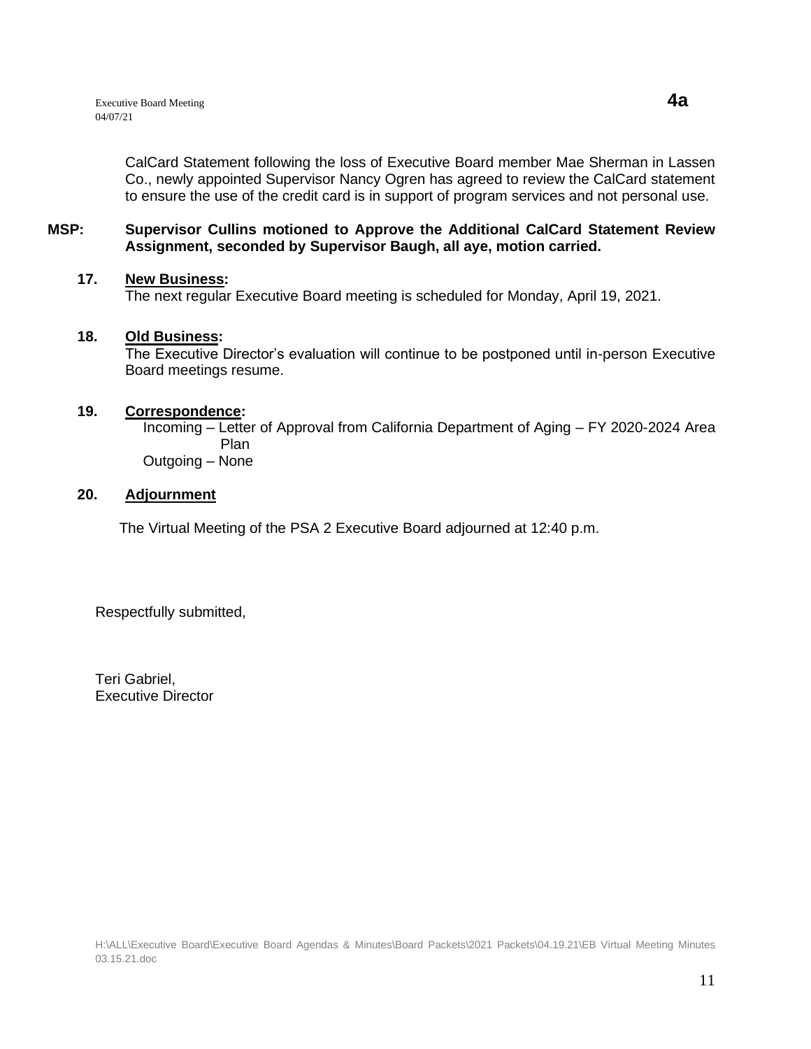CalCard Statement following the loss of Executive Board member Mae Sherman in Lassen Co., newly appointed Supervisor Nancy Ogren has agreed to review the CalCard statement to ensure the use of the credit card is in support of program services and not personal use.

**MSP: Supervisor Cullins motioned to Approve the Additional CalCard Statement Review Assignment, seconded by Supervisor Baugh, all aye, motion carried.**

**17. New Business:**
The next regular Executive Board meeting is scheduled for Monday, April 19, 2021.

**18. Old Business:**
The Executive Director's evaluation will continue to be postponed until in-person Executive Board meetings resume.

**19. Correspondence:**
Incoming – Letter of Approval from California Department of Aging – FY 2020-2024 Area Plan
Outgoing – None

**20. Adjournment**

The Virtual Meeting of the PSA 2 Executive Board adjourned at 12:40 p.m.

Respectfully submitted,

Teri Gabriel,
Executive Director

H:\ALL\Executive Board\Executive Board Agendas & Minutes\Board Packets\2021 Packets\04.19.21\EB Virtual Meeting Minutes 03.15.21.doc